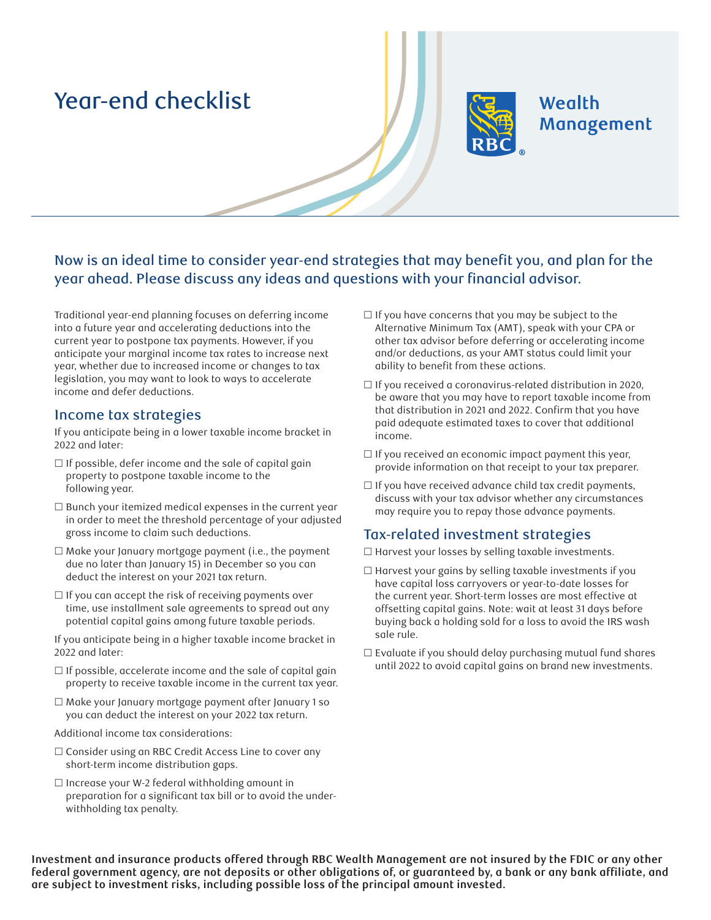# Year-end checklist

Wealth Management

## Now is an ideal time to consider year-end strategies that may benefit you, and plan for the year ahead. Please discuss any ideas and questions with your financial advisor.

Traditional year-end planning focuses on deferring income into a future year and accelerating deductions into the current year to postpone tax payments. However, if you anticipate your marginal income tax rates to increase next year, whether due to increased income or changes to tax legislation, you may want to look to ways to accelerate income and defer deductions.

### Income tax strategies

If you anticipate being in a lower taxable income bracket in 2022 and later:

- ☐ If possible, defer income and the sale of capital gain property to postpone taxable income to the following year.
- ☐ Bunch your itemized medical expenses in the current year in order to meet the threshold percentage of your adjusted gross income to claim such deductions.
- ☐ Make your January mortgage payment (i.e., the payment due no later than January 15) in December so you can deduct the interest on your 2021 tax return.
- ☐ If you can accept the risk of receiving payments over time, use installment sale agreements to spread out any potential capital gains among future taxable periods.

If you anticipate being in a higher taxable income bracket in 2022 and later:

- ☐ If possible, accelerate income and the sale of capital gain property to receive taxable income in the current tax year.
- ☐ Make your January mortgage payment after January 1 so you can deduct the interest on your 2022 tax return.

Additional income tax considerations:

- ☐ Consider using an RBC Credit Access Line to cover any short-term income distribution gaps.
- ☐ Increase your W-2 federal withholding amount in preparation for a significant tax bill or to avoid the under-withholding tax penalty.
- ☐ If you have concerns that you may be subject to the Alternative Minimum Tax (AMT), speak with your CPA or other tax advisor before deferring or accelerating income and/or deductions, as your AMT status could limit your ability to benefit from these actions.
- ☐ If you received a coronavirus-related distribution in 2020, be aware that you may have to report taxable income from that distribution in 2021 and 2022. Confirm that you have paid adequate estimated taxes to cover that additional income.
- ☐ If you received an economic impact payment this year, provide information on that receipt to your tax preparer.
- ☐ If you have received advance child tax credit payments, discuss with your tax advisor whether any circumstances may require you to repay those advance payments.

### Tax-related investment strategies

- ☐ Harvest your losses by selling taxable investments.
- ☐ Harvest your gains by selling taxable investments if you have capital loss carryovers or year-to-date losses for the current year. Short-term losses are most effective at offsetting capital gains. Note: wait at least 31 days before buying back a holding sold for a loss to avoid the IRS wash sale rule.
- ☐ Evaluate if you should delay purchasing mutual fund shares until 2022 to avoid capital gains on brand new investments.

**Investment and insurance products offered through RBC Wealth Management are not insured by the FDIC or any other federal government agency, are not deposits or other obligations of, or guaranteed by, a bank or any bank affiliate, and are subject to investment risks, including possible loss of the principal amount invested.**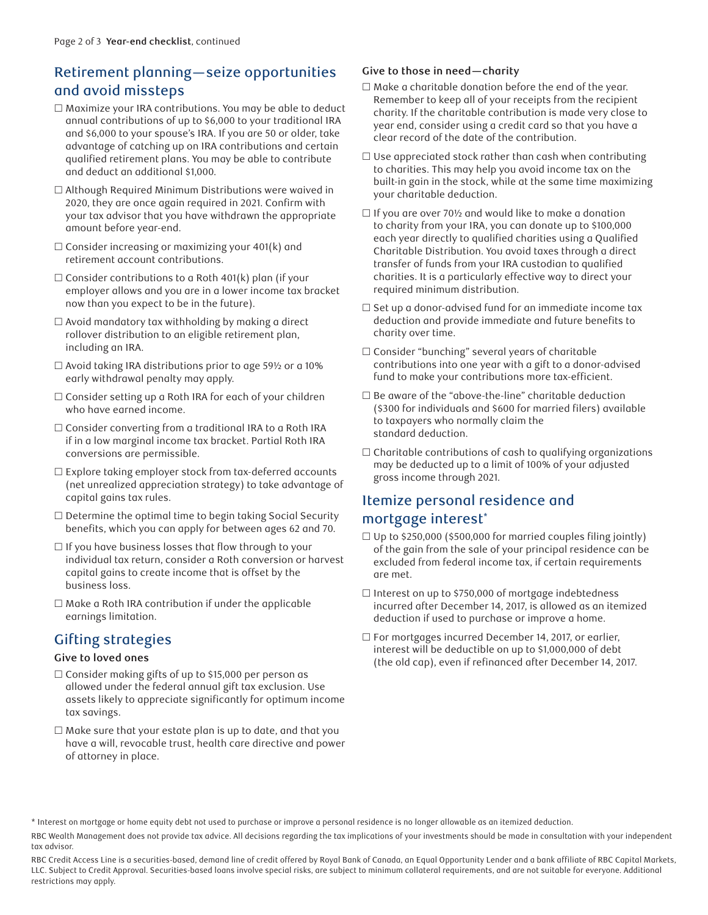## Retirement planning—seize opportunities and avoid missteps

- ☐ Maximize your IRA contributions. You may be able to deduct annual contributions of up to $6,000 to your traditional IRA and $6,000 to your spouse's IRA. If you are 50 or older, take advantage of catching up on IRA contributions and certain qualified retirement plans. You may be able to contribute and deduct an additional $1,000.
- ☐ Although Required Minimum Distributions were waived in 2020, they are once again required in 2021. Confirm with your tax advisor that you have withdrawn the appropriate amount before year-end.
- ☐ Consider increasing or maximizing your 401(k) and retirement account contributions.
- ☐ Consider contributions to a Roth 401(k) plan (if your employer allows and you are in a lower income tax bracket now than you expect to be in the future).
- ☐ Avoid mandatory tax withholding by making a direct rollover distribution to an eligible retirement plan, including an IRA.
- ☐ Avoid taking IRA distributions prior to age 59½ or a 10% early withdrawal penalty may apply.
- ☐ Consider setting up a Roth IRA for each of your children who have earned income.
- ☐ Consider converting from a traditional IRA to a Roth IRA if in a low marginal income tax bracket. Partial Roth IRA conversions are permissible.
- ☐ Explore taking employer stock from tax-deferred accounts (net unrealized appreciation strategy) to take advantage of capital gains tax rules.
- ☐ Determine the optimal time to begin taking Social Security benefits, which you can apply for between ages 62 and 70.
- ☐ If you have business losses that flow through to your individual tax return, consider a Roth conversion or harvest capital gains to create income that is offset by the business loss.
- ☐ Make a Roth IRA contribution if under the applicable earnings limitation.

## Gifting strategies

### Give to loved ones

- ☐ Consider making gifts of up to $15,000 per person as allowed under the federal annual gift tax exclusion. Use assets likely to appreciate significantly for optimum income tax savings.
- ☐ Make sure that your estate plan is up to date, and that you have a will, revocable trust, health care directive and power of attorney in place.

### Give to those in need—charity

- ☐ Make a charitable donation before the end of the year. Remember to keep all of your receipts from the recipient charity. If the charitable contribution is made very close to year end, consider using a credit card so that you have a clear record of the date of the contribution.
- ☐ Use appreciated stock rather than cash when contributing to charities. This may help you avoid income tax on the built-in gain in the stock, while at the same time maximizing your charitable deduction.
- ☐ If you are over 70½ and would like to make a donation to charity from your IRA, you can donate up to $100,000 each year directly to qualified charities using a Qualified Charitable Distribution. You avoid taxes through a direct transfer of funds from your IRA custodian to qualified charities. It is a particularly effective way to direct your required minimum distribution.
- ☐ Set up a donor-advised fund for an immediate income tax deduction and provide immediate and future benefits to charity over time.
- ☐ Consider "bunching" several years of charitable contributions into one year with a gift to a donor-advised fund to make your contributions more tax-efficient.
- ☐ Be aware of the "above-the-line" charitable deduction ($300 for individuals and $600 for married filers) available to taxpayers who normally claim the standard deduction.
- ☐ Charitable contributions of cash to qualifying organizations may be deducted up to a limit of 100% of your adjusted gross income through 2021.

## Itemize personal residence and mortgage interest*

- ☐ Up to $250,000 ($500,000 for married couples filing jointly) of the gain from the sale of your principal residence can be excluded from federal income tax, if certain requirements are met.
- ☐ Interest on up to $750,000 of mortgage indebtedness incurred after December 14, 2017, is allowed as an itemized deduction if used to purchase or improve a home.
- ☐ For mortgages incurred December 14, 2017, or earlier, interest will be deductible on up to $1,000,000 of debt (the old cap), even if refinanced after December 14, 2017.

\* Interest on mortgage or home equity debt not used to purchase or improve a personal residence is no longer allowable as an itemized deduction.

RBC Wealth Management does not provide tax advice. All decisions regarding the tax implications of your investments should be made in consultation with your independent tax advisor.

RBC Credit Access Line is a securities-based, demand line of credit offered by Royal Bank of Canada, an Equal Opportunity Lender and a bank affiliate of RBC Capital Markets, LLC. Subject to Credit Approval. Securities-based loans involve special risks, are subject to minimum collateral requirements, and are not suitable for everyone. Additional restrictions may apply.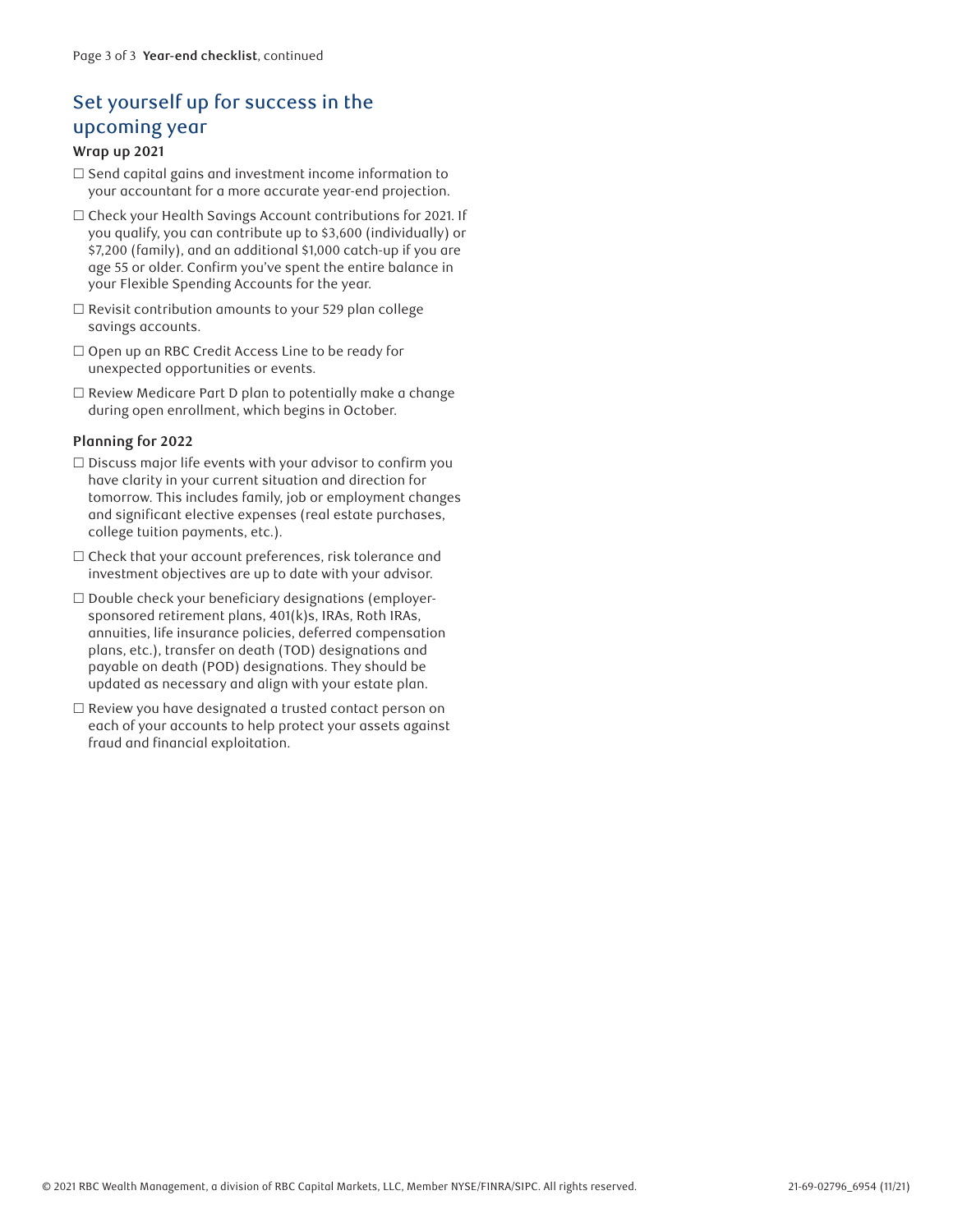## Set yourself up for success in the upcoming year

### Wrap up 2021

- ☐ Send capital gains and investment income information to your accountant for a more accurate year-end projection.
- ☐ Check your Health Savings Account contributions for 2021. If you qualify, you can contribute up to $3,600 (individually) or $7,200 (family), and an additional $1,000 catch-up if you are age 55 or older. Confirm you've spent the entire balance in your Flexible Spending Accounts for the year.
- ☐ Revisit contribution amounts to your 529 plan college savings accounts.
- ☐ Open up an RBC Credit Access Line to be ready for unexpected opportunities or events.
- ☐ Review Medicare Part D plan to potentially make a change during open enrollment, which begins in October.

### Planning for 2022

- ☐ Discuss major life events with your advisor to confirm you have clarity in your current situation and direction for tomorrow. This includes family, job or employment changes and significant elective expenses (real estate purchases, college tuition payments, etc.).
- ☐ Check that your account preferences, risk tolerance and investment objectives are up to date with your advisor.
- ☐ Double check your beneficiary designations (employer-sponsored retirement plans, 401(k)s, IRAs, Roth IRAs, annuities, life insurance policies, deferred compensation plans, etc.), transfer on death (TOD) designations and payable on death (POD) designations. They should be updated as necessary and align with your estate plan.
- ☐ Review you have designated a trusted contact person on each of your accounts to help protect your assets against fraud and financial exploitation.

© 2021 RBC Wealth Management, a division of RBC Capital Markets, LLC, Member NYSE/FINRA/SIPC. All rights reserved.

21-69-02796_6954 (11/21)